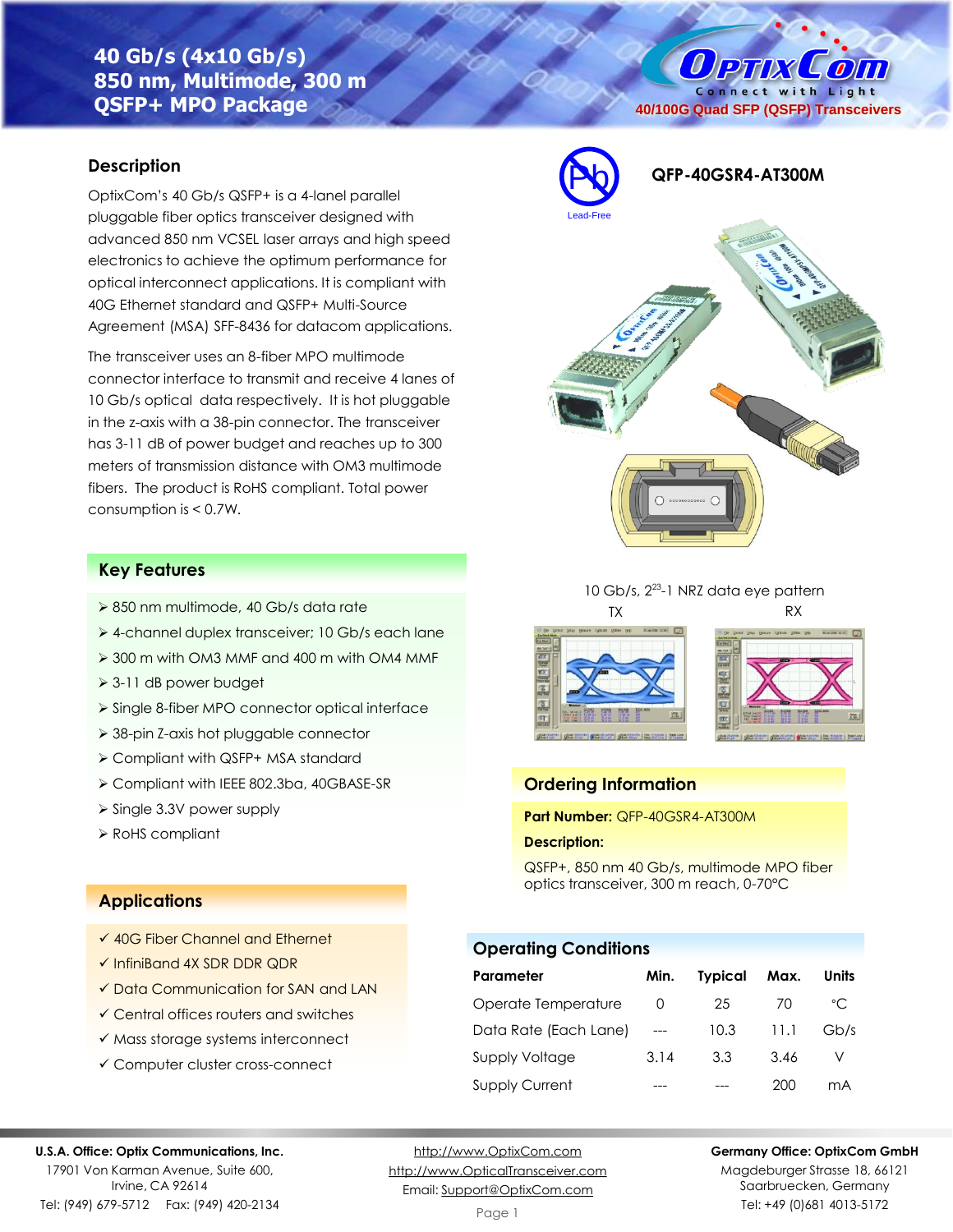# 40 Gb/s (4x10 Gb/s) 850 nm, Multimode, 300 m QSFP+ MPO Package

40/100G Quad SFP (QSFP) Transceivers

**QFP-40GSR4-AT300M**

Lead-Free

## Description

OptixCom's 40 Gb/s QSFP+ is a 4-lanel parallel pluggable fiber optics transceiver designed with advanced 850 nm VCSEL laser arrays and high speed electronics to achieve the optimum performance for optical interconnect applications. It is compliant with 40G Ethernet standard and QSFP+ Multi-Source Agreement (MSA) SFF-8436 for datacom applications.

The transceiver uses an 8-fiber MPO multimode connector interface to transmit and receive 4 lanes of 10 Gb/s optical data respectively. It is hot pluggable in the z-axis with a 38-pin connector. The transceiver has 3-11 dB of power budget and reaches up to 300 meters of transmission distance with OM3 multimode fibers. The product is RoHS compliant. Total power consumption is < 0.7W.

## Key Features

- 850 nm multimode, 40 Gb/s data rate
- 4-channel duplex transceiver; 10 Gb/s each lane
- 300 m with OM3 MMF and 400 m with OM4 MMF
- 3-11 dB power budget
- Single 8-fiber MPO connector optical interface
- 38-pin Z-axis hot pluggable connector
- Compliant with QSFP+ MSA standard
- Compliant with IEEE 802.3ba, 40GBASE-SR
- Single 3.3V power supply
- RoHS compliant

## Applications

- ✓ 40G Fiber Channel and Ethernet
- ✓ InfiniBand 4X SDR DDR QDR
- ✓ Data Communication for SAN and LAN
- ✓ Central offices routers and switches
- ✓ Mass storage systems interconnect
- ✓ Computer cluster cross-connect

10 Gb/s, $2^{23}$-1 NRZ data eye pattern

TX RX

## Ordering Information

**Part Number:** QFP-40GSR4-AT300M

**Description:**

QSFP+, 850 nm 40 Gb/s, multimode MPO fiber optics transceiver, 300 m reach, 0-70°C

## Operating Conditions

| Parameter | Min. | Typical | Max. | Units |
|---|---|---|---|---|
| Operate Temperature | 0 | 25 | 70 | °C |
| Data Rate (Each Lane) | --- | 10.3 | 11.1 | Gb/s |
| Supply Voltage | 3.14 | 3.3 | 3.46 | V |
| Supply Current | --- | --- | 200 | mA |

**U.S.A. Office: Optix Communications, Inc.**
17901 Von Karman Avenue, Suite 600,
Irvine, CA 92614
Tel: (949) 679-5712 Fax: (949) 420-2134

http://www.OptixCom.com
http://www.OpticalTransceiver.com
Email: Support@OptixCom.com

**Germany Office: OptixCom GmbH**
Magdeburger Strasse 18, 66121
Saarbruecken, Germany
Tel: +49 (0)681 4013-5172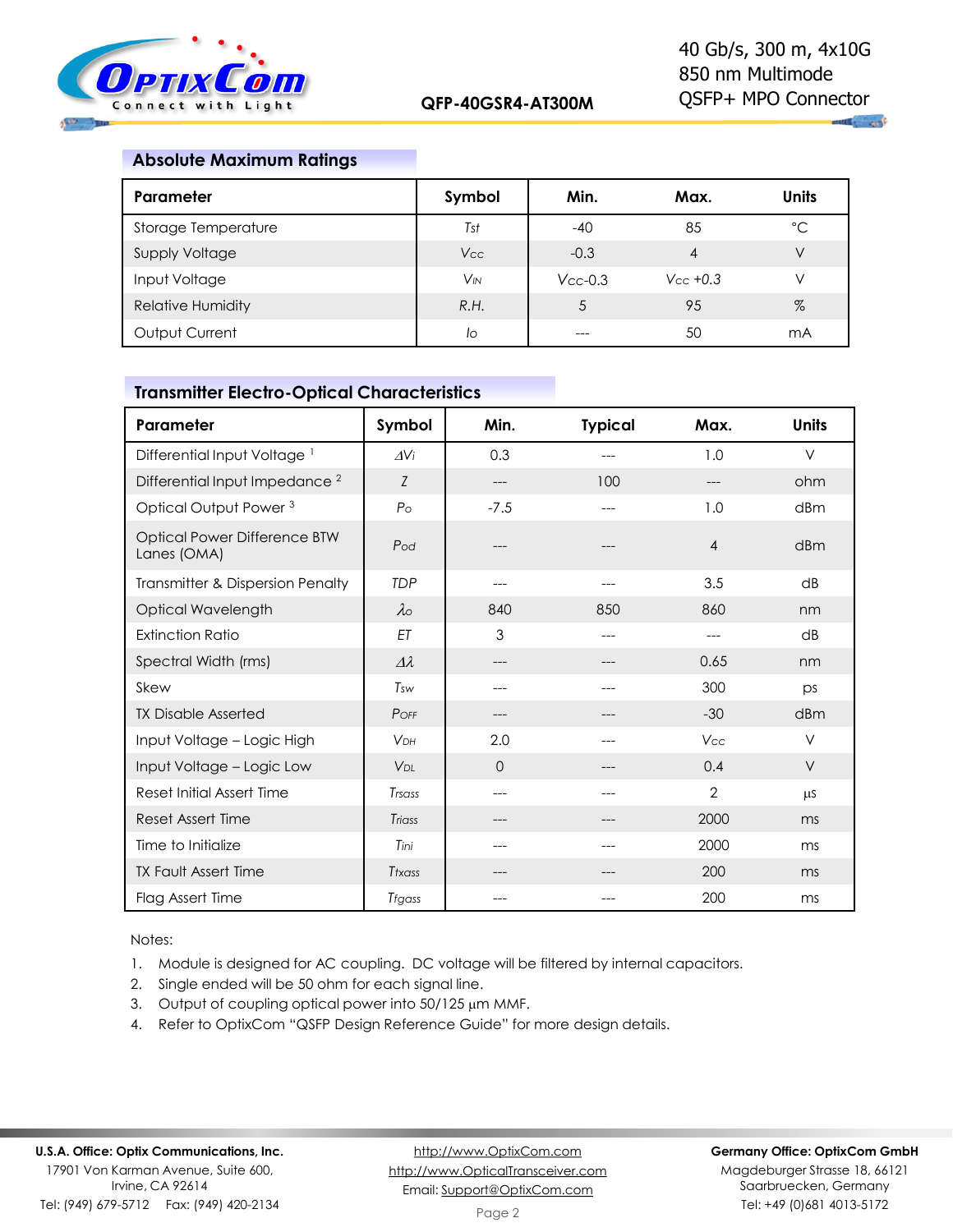## Absolute Maximum Ratings

| Parameter | Symbol | Min. | Max. | Units |
|---|---|---|---|---|
| Storage Temperature | $T_{st}$ | -40 | 85 | °C |
| Supply Voltage | $V_{CC}$ | -0.3 | 4 | V |
| Input Voltage | $V_{IN}$ | $V_{CC}$-0.3 | $V_{CC}$ +0.3 | V |
| Relative Humidity | R.H. | 5 | 95 | % |
| Output Current | $I_o$ | --- | 50 | mA |

## Transmitter Electro-Optical Characteristics

| Parameter | Symbol | Min. | Typical | Max. | Units |
|---|---|---|---|---|---|
| Differential Input Voltage [1] | $\Delta V_i$ | 0.3 | --- | 1.0 | V |
| Differential Input Impedance [2] | $Z$ | --- | 100 | --- | ohm |
| Optical Output Power [3] | $P_o$ | -7.5 | --- | 1.0 | dBm |
| Optical Power Difference BTW Lanes (OMA) | $P_{od}$ | --- | --- | 4 | dBm |
| Transmitter & Dispersion Penalty | TDP | --- | --- | 3.5 | dB |
| Optical Wavelength | $\lambda_o$ | 840 | 850 | 860 | nm |
| Extinction Ratio | ET | 3 | --- | --- | dB |
| Spectral Width (rms) | $\Delta\lambda$ | --- | --- | 0.65 | nm |
| Skew | $T_{sw}$ | --- | --- | 300 | ps |
| TX Disable Asserted | $P_{OFF}$ | --- | --- | -30 | dBm |
| Input Voltage – Logic High | $V_{DH}$ | 2.0 | --- | $V_{CC}$ | V |
| Input Voltage – Logic Low | $V_{DL}$ | 0 | --- | 0.4 | V |
| Reset Initial Assert Time | $T_{rsass}$ | --- | --- | 2 | µs |
| Reset Assert Time | $T_{riass}$ | --- | --- | 2000 | ms |
| Time to Initialize | $T_{ini}$ | --- | --- | 2000 | ms |
| TX Fault Assert Time | $T_{txass}$ | --- | --- | 200 | ms |
| Flag Assert Time | $T_{fgass}$ | --- | --- | 200 | ms |

Notes:

1. Module is designed for AC coupling. DC voltage will be filtered by internal capacitors.
2. Single ended will be 50 ohm for each signal line.
3. Output of coupling optical power into 50/125 µm MMF.
4. Refer to OptixCom "QSFP Design Reference Guide" for more design details.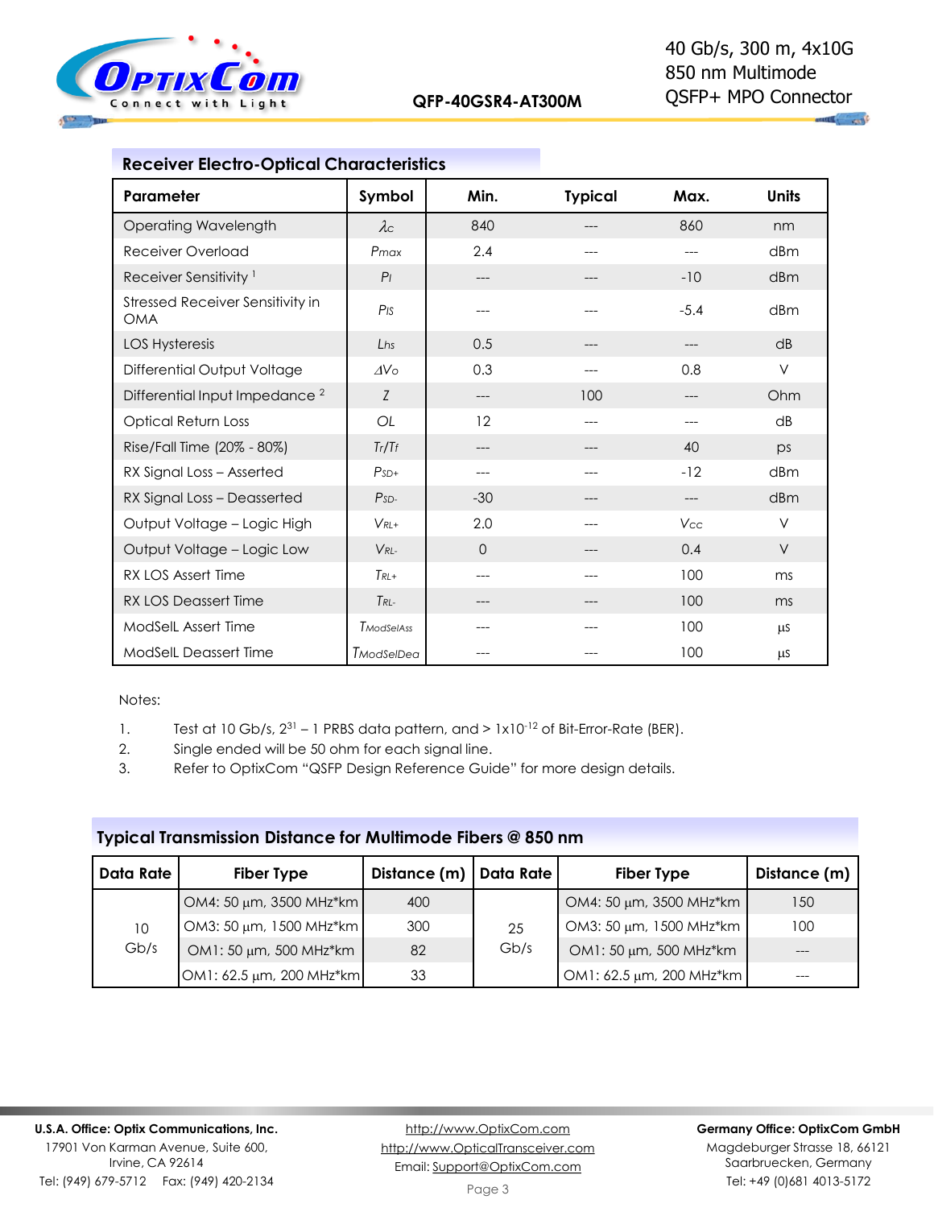## Receiver Electro-Optical Characteristics

| Parameter | Symbol | Min. | Typical | Max. | Units |
| --- | --- | --- | --- | --- | --- |
| Operating Wavelength | $\lambda_C$ | 840 | --- | 860 | nm |
| Receiver Overload | $P_{max}$ | 2.4 | --- | --- | dBm |
| Receiver Sensitivity [1] | $P_l$ | --- | --- | -10 | dBm |
| Stressed Receiver Sensitivity in OMA | $P_{IS}$ | --- | --- | -5.4 | dBm |
| LOS Hysteresis | $L_{hs}$ | 0.5 | --- | --- | dB |
| Differential Output Voltage | $\Delta V_o$ | 0.3 | --- | 0.8 | V |
| Differential Input Impedance [2] | $Z$ | --- | 100 | --- | Ohm |
| Optical Return Loss | $OL$ | 12 | --- | --- | dB |
| Rise/Fall Time (20% - 80%) | $T_r/T_f$ | --- | --- | 40 | ps |
| RX Signal Loss – Asserted | $P_{SD+}$ | --- | --- | -12 | dBm |
| RX Signal Loss – Deasserted | $P_{SD-}$ | -30 | --- | --- | dBm |
| Output Voltage – Logic High | $V_{RL+}$ | 2.0 | --- | $V_{CC}$ | V |
| Output Voltage – Logic Low | $V_{RL-}$ | 0 | --- | 0.4 | V |
| RX LOS Assert Time | $T_{RL+}$ | --- | --- | 100 | ms |
| RX LOS Deassert Time | $T_{RL-}$ | --- | --- | 100 | ms |
| ModSelL Assert Time | $T_{ModSelAss}$ | --- | --- | 100 | µs |
| ModSelL Deassert Time | $T_{ModSelDea}$ | --- | --- | 100 | µs |

Notes:

1. Test at 10 Gb/s, $2^{31} – 1$ PRBS data pattern, and > $1x10^{-12}$ of Bit-Error-Rate (BER).
2. Single ended will be 50 ohm for each signal line.
3. Refer to OptixCom "QSFP Design Reference Guide" for more design details.

## Typical Transmission Distance for Multimode Fibers @ 850 nm

| Data Rate | Fiber Type | Distance (m) | Data Rate | Fiber Type | Distance (m) |
| --- | --- | --- | --- | --- | --- |
| 10 Gb/s | OM4: 50 µm, 3500 MHz*km | 400 | 25 Gb/s | OM4: 50 µm, 3500 MHz*km | 150 |
| | OM3: 50 µm, 1500 MHz*km | 300 | | OM3: 50 µm, 1500 MHz*km | 100 |
| | OM1: 50 µm, 500 MHz*km | 82 | | OM1: 50 µm, 500 MHz*km | --- |
| | OM1: 62.5 µm, 200 MHz*km | 33 | | OM1: 62.5 µm, 200 MHz*km | --- |